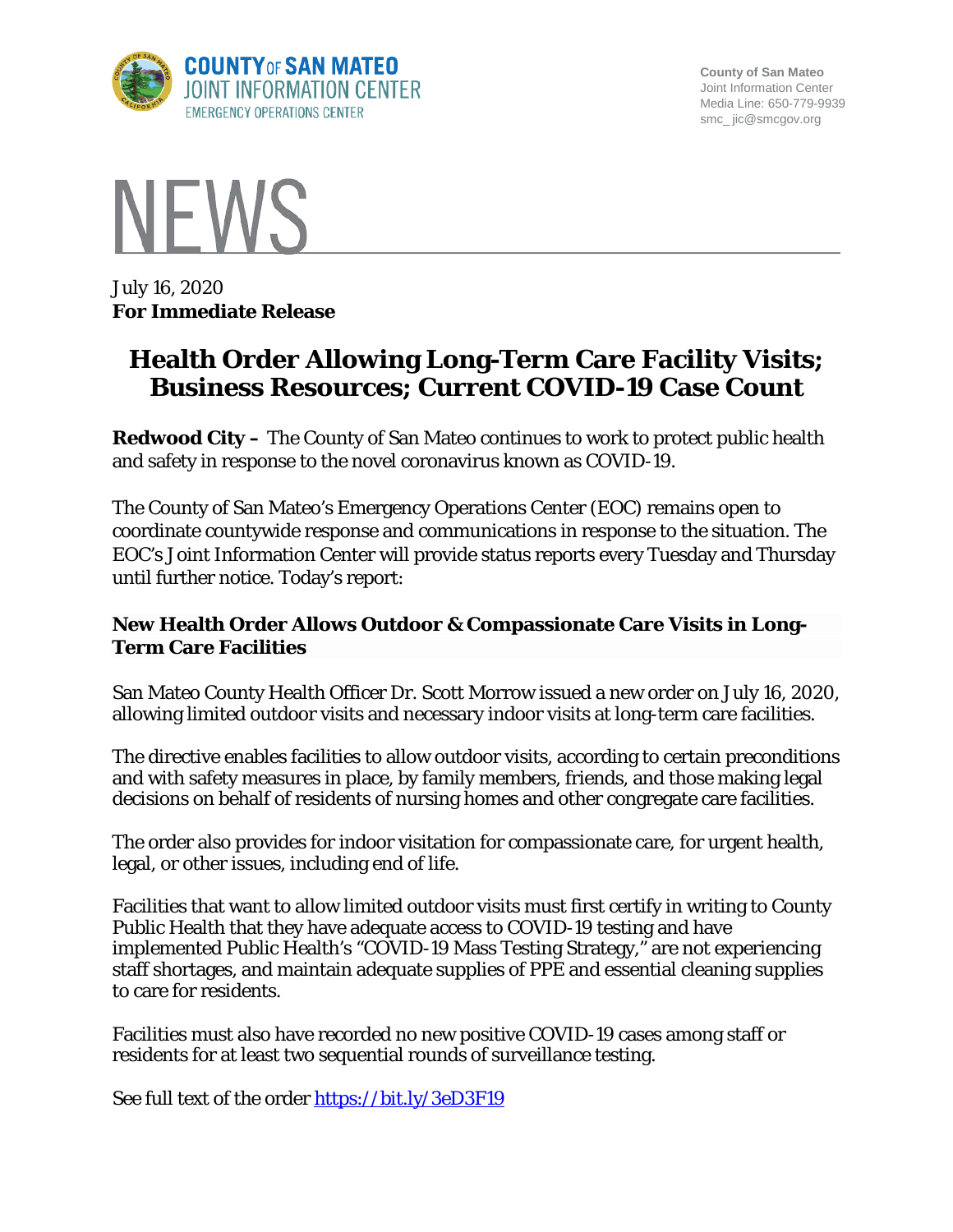County of San Mateo
Joint Information Center
Media Line: 650-779-9939
smc_ jic@smcgov.org

# NEWS

July 16, 2020
**For Immediate Release**

## Health Order Allowing Long-Term Care Facility Visits; Business Resources; Current COVID-19 Case Count

**Redwood City –** The County of San Mateo continues to work to protect public health and safety in response to the novel coronavirus known as COVID-19.

The County of San Mateo's Emergency Operations Center (EOC) remains open to coordinate countywide response and communications in response to the situation. The EOC's Joint Information Center will provide status reports every Tuesday and Thursday until further notice. Today's report:

### New Health Order Allows Outdoor & Compassionate Care Visits in Long-Term Care Facilities

San Mateo County Health Officer Dr. Scott Morrow issued a new order on July 16, 2020, allowing limited outdoor visits and necessary indoor visits at long-term care facilities.

The directive enables facilities to allow outdoor visits, according to certain preconditions and with safety measures in place, by family members, friends, and those making legal decisions on behalf of residents of nursing homes and other congregate care facilities.

The order also provides for indoor visitation for compassionate care, for urgent health, legal, or other issues, including end of life.

Facilities that want to allow limited outdoor visits must first certify in writing to County Public Health that they have adequate access to COVID-19 testing and have implemented Public Health's "COVID-19 Mass Testing Strategy," are not experiencing staff shortages, and maintain adequate supplies of PPE and essential cleaning supplies to care for residents.

Facilities must also have recorded no new positive COVID-19 cases among staff or residents for at least two sequential rounds of surveillance testing.

See full text of the order https://bit.ly/3eD3F19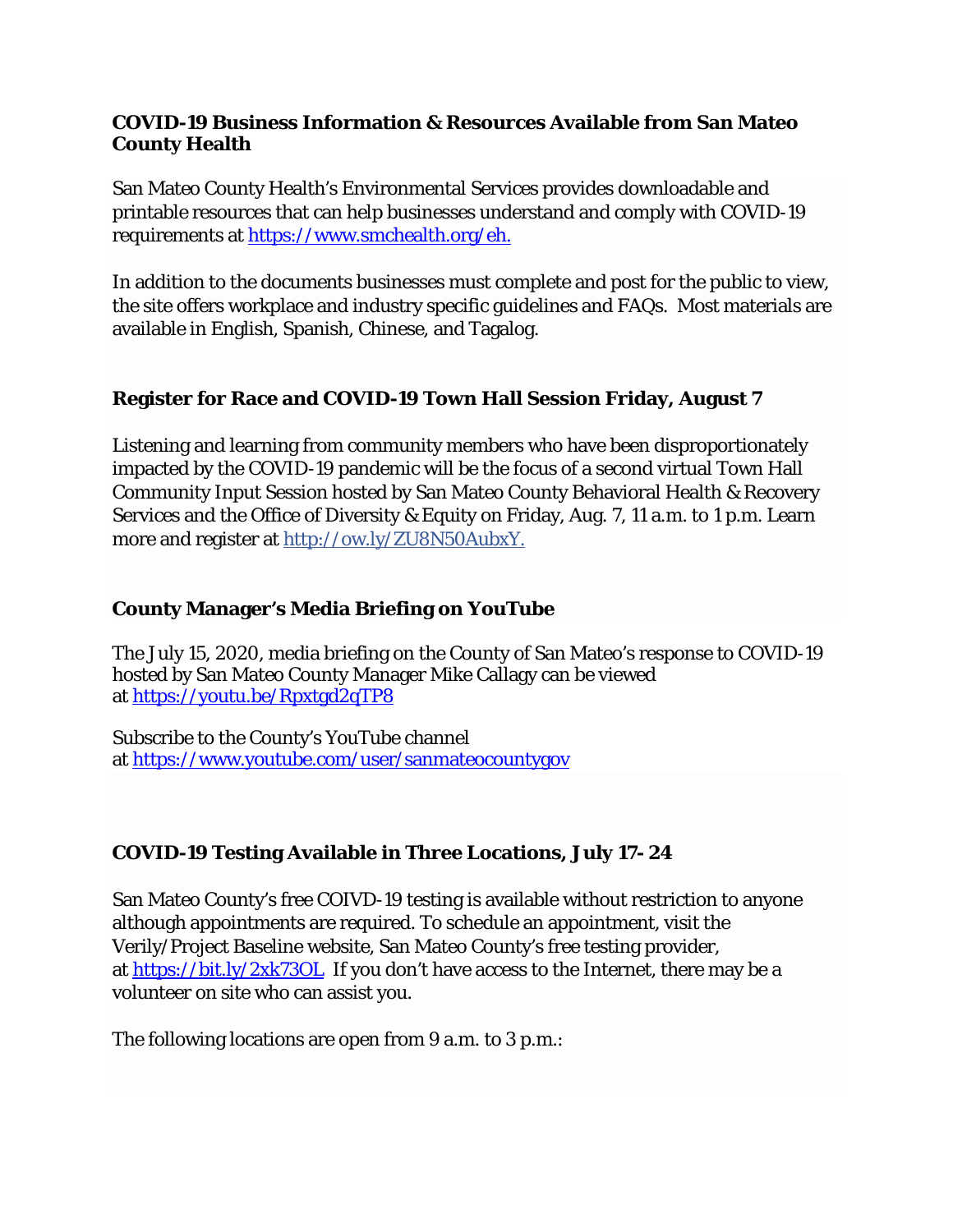**COVID-19 Business Information & Resources Available from San Mateo County Health**

San Mateo County Health's Environmental Services provides downloadable and printable resources that can help businesses understand and comply with COVID-19 requirements at https://www.smchealth.org/eh.

In addition to the documents businesses must complete and post for the public to view, the site offers workplace and industry specific guidelines and FAQs. Most materials are available in English, Spanish, Chinese, and Tagalog.

**Register for Race and COVID-19 Town Hall Session Friday, August 7**

Listening and learning from community members who have been disproportionately impacted by the COVID-19 pandemic will be the focus of a second virtual Town Hall Community Input Session hosted by San Mateo County Behavioral Health & Recovery Services and the Office of Diversity & Equity on Friday, Aug. 7, 11 a.m. to 1 p.m. Learn more and register at http://ow.ly/ZU8N50AubxY.

**County Manager's Media Briefing on YouTube**

The July 15, 2020, media briefing on the County of San Mateo's response to COVID-19 hosted by San Mateo County Manager Mike Callagy can be viewed at https://youtu.be/Rpxtgd2qTP8

Subscribe to the County's YouTube channel at https://www.youtube.com/user/sanmateocountygov

**COVID-19 Testing Available in Three Locations, July 17- 24**

San Mateo County's free COIVD-19 testing is available without restriction to anyone although appointments are required. To schedule an appointment, visit the Verily/Project Baseline website, San Mateo County's free testing provider, at https://bit.ly/2xk73OL. If you don't have access to the Internet, there may be a volunteer on site who can assist you.

The following locations are open from 9 a.m. to 3 p.m.: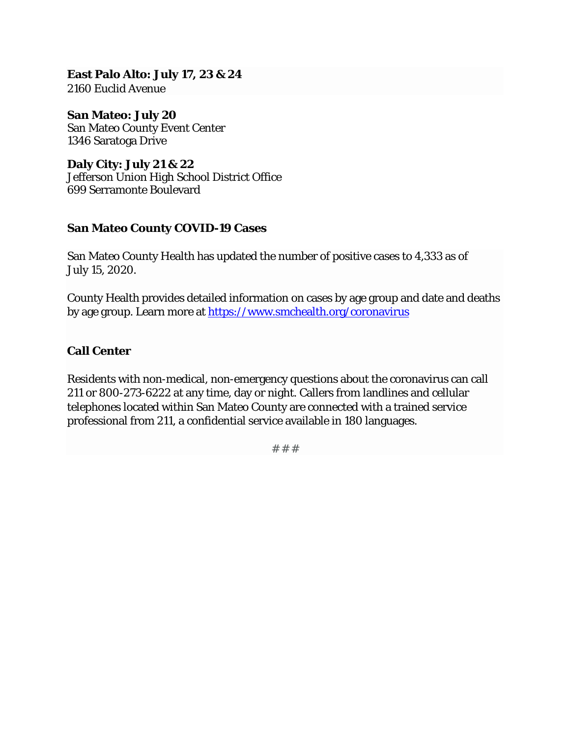**East Palo Alto: July 17, 23 & 24**
2160 Euclid Avenue

**San Mateo: July 20**
San Mateo County Event Center
1346 Saratoga Drive

**Daly City: July 21 & 22**
Jefferson Union High School District Office
699 Serramonte Boulevard

**San Mateo County COVID-19 Cases**

San Mateo County Health has updated the number of positive cases to 4,333 as of July 15, 2020.

County Health provides detailed information on cases by age group and date and deaths by age group. Learn more at https://www.smchealth.org/coronavirus

**Call Center**

Residents with non-medical, non-emergency questions about the coronavirus can call 211 or 800-273-6222 at any time, day or night. Callers from landlines and cellular telephones located within San Mateo County are connected with a trained service professional from 211, a confidential service available in 180 languages.

# # #